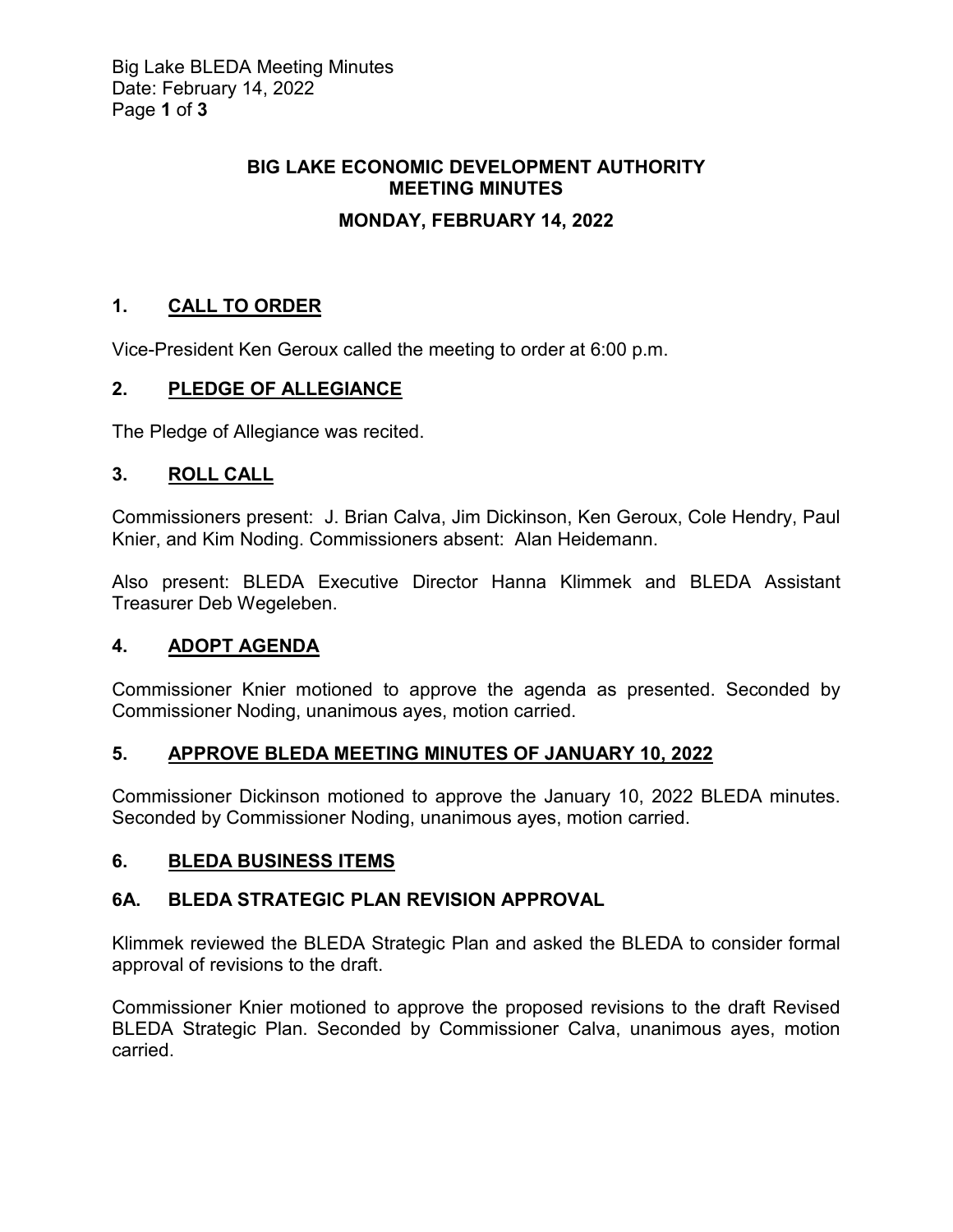# BIG LAKE ECONOMIC DEVELOPMENT AUTHORITY MEETING MINUTES

## MONDAY, FEBRUARY 14, 2022

## 1. CALL TO ORDER

Vice-President Ken Geroux called the meeting to order at 6:00 p.m.

## 2. PLEDGE OF ALLEGIANCE

The Pledge of Allegiance was recited.

## 3. ROLL CALL

Commissioners present: J. Brian Calva, Jim Dickinson, Ken Geroux, Cole Hendry, Paul Knier, and Kim Noding. Commissioners absent: Alan Heidemann.

Also present: BLEDA Executive Director Hanna Klimmek and BLEDA Assistant Treasurer Deb Wegeleben.

## 4. ADOPT AGENDA

Commissioner Knier motioned to approve the agenda as presented. Seconded by Commissioner Noding, unanimous ayes, motion carried.

## 5. APPROVE BLEDA MEETING MINUTES OF JANUARY 10, 2022

Commissioner Dickinson motioned to approve the January 10, 2022 BLEDA minutes. Seconded by Commissioner Noding, unanimous ayes, motion carried.

## 6. BLEDA BUSINESS ITEMS

### 6A. BLEDA STRATEGIC PLAN REVISION APPROVAL

Klimmek reviewed the BLEDA Strategic Plan and asked the BLEDA to consider formal approval of revisions to the draft.

Commissioner Knier motioned to approve the proposed revisions to the draft Revised BLEDA Strategic Plan. Seconded by Commissioner Calva, unanimous ayes, motion carried.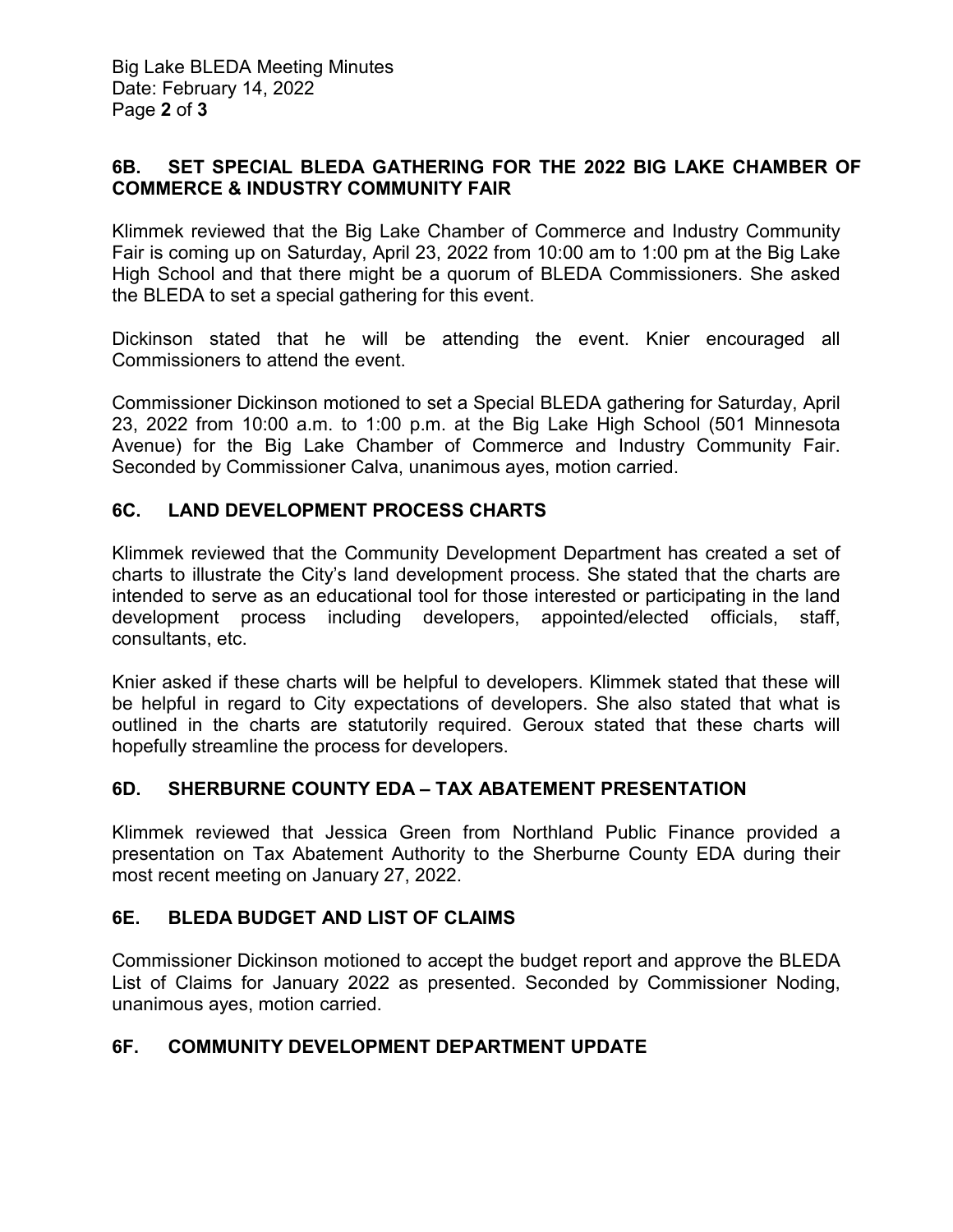## 6B. SET SPECIAL BLEDA GATHERING FOR THE 2022 BIG LAKE CHAMBER OF COMMERCE & INDUSTRY COMMUNITY FAIR

Klimmek reviewed that the Big Lake Chamber of Commerce and Industry Community Fair is coming up on Saturday, April 23, 2022 from 10:00 am to 1:00 pm at the Big Lake High School and that there might be a quorum of BLEDA Commissioners. She asked the BLEDA to set a special gathering for this event.

Dickinson stated that he will be attending the event. Knier encouraged all Commissioners to attend the event.

Commissioner Dickinson motioned to set a Special BLEDA gathering for Saturday, April 23, 2022 from 10:00 a.m. to 1:00 p.m. at the Big Lake High School (501 Minnesota Avenue) for the Big Lake Chamber of Commerce and Industry Community Fair. Seconded by Commissioner Calva, unanimous ayes, motion carried.

## 6C. LAND DEVELOPMENT PROCESS CHARTS

Klimmek reviewed that the Community Development Department has created a set of charts to illustrate the City's land development process. She stated that the charts are intended to serve as an educational tool for those interested or participating in the land development process including developers, appointed/elected officials, staff, consultants, etc.

Knier asked if these charts will be helpful to developers. Klimmek stated that these will be helpful in regard to City expectations of developers. She also stated that what is outlined in the charts are statutorily required. Geroux stated that these charts will hopefully streamline the process for developers.

## 6D. SHERBURNE COUNTY EDA – TAX ABATEMENT PRESENTATION

Klimmek reviewed that Jessica Green from Northland Public Finance provided a presentation on Tax Abatement Authority to the Sherburne County EDA during their most recent meeting on January 27, 2022.

## 6E. BLEDA BUDGET AND LIST OF CLAIMS

Commissioner Dickinson motioned to accept the budget report and approve the BLEDA List of Claims for January 2022 as presented. Seconded by Commissioner Noding, unanimous ayes, motion carried.

## 6F. COMMUNITY DEVELOPMENT DEPARTMENT UPDATE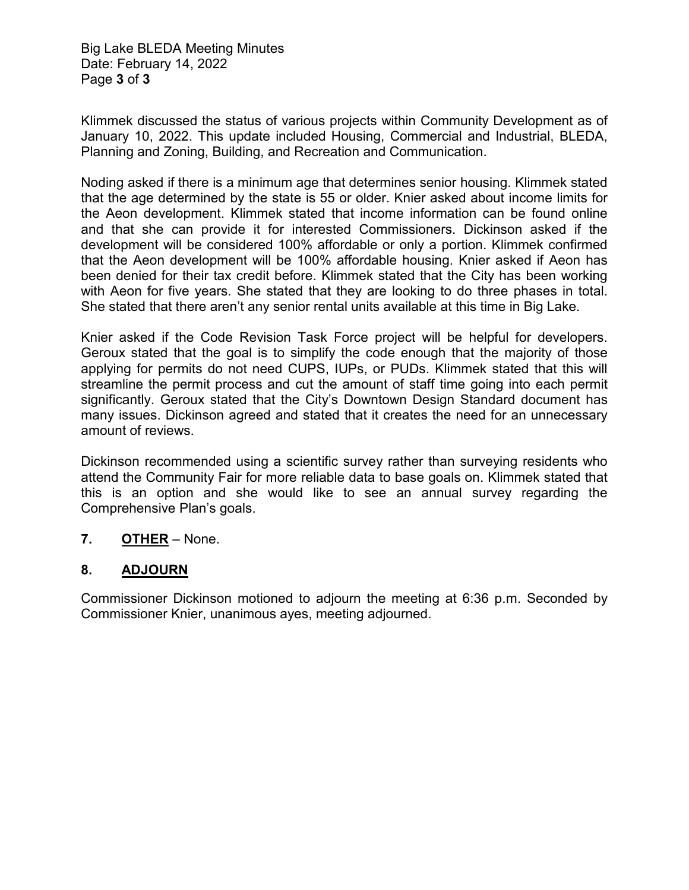Klimmek discussed the status of various projects within Community Development as of January 10, 2022. This update included Housing, Commercial and Industrial, BLEDA, Planning and Zoning, Building, and Recreation and Communication.

Noding asked if there is a minimum age that determines senior housing. Klimmek stated that the age determined by the state is 55 or older. Knier asked about income limits for the Aeon development. Klimmek stated that income information can be found online and that she can provide it for interested Commissioners. Dickinson asked if the development will be considered 100% affordable or only a portion. Klimmek confirmed that the Aeon development will be 100% affordable housing. Knier asked if Aeon has been denied for their tax credit before. Klimmek stated that the City has been working with Aeon for five years. She stated that they are looking to do three phases in total. She stated that there aren't any senior rental units available at this time in Big Lake.

Knier asked if the Code Revision Task Force project will be helpful for developers. Geroux stated that the goal is to simplify the code enough that the majority of those applying for permits do not need CUPS, IUPs, or PUDs. Klimmek stated that this will streamline the permit process and cut the amount of staff time going into each permit significantly. Geroux stated that the City's Downtown Design Standard document has many issues. Dickinson agreed and stated that it creates the need for an unnecessary amount of reviews.

Dickinson recommended using a scientific survey rather than surveying residents who attend the Community Fair for more reliable data to base goals on. Klimmek stated that this is an option and she would like to see an annual survey regarding the Comprehensive Plan's goals.

**7. OTHER** – None.

**8. ADJOURN**

Commissioner Dickinson motioned to adjourn the meeting at 6:36 p.m. Seconded by Commissioner Knier, unanimous ayes, meeting adjourned.